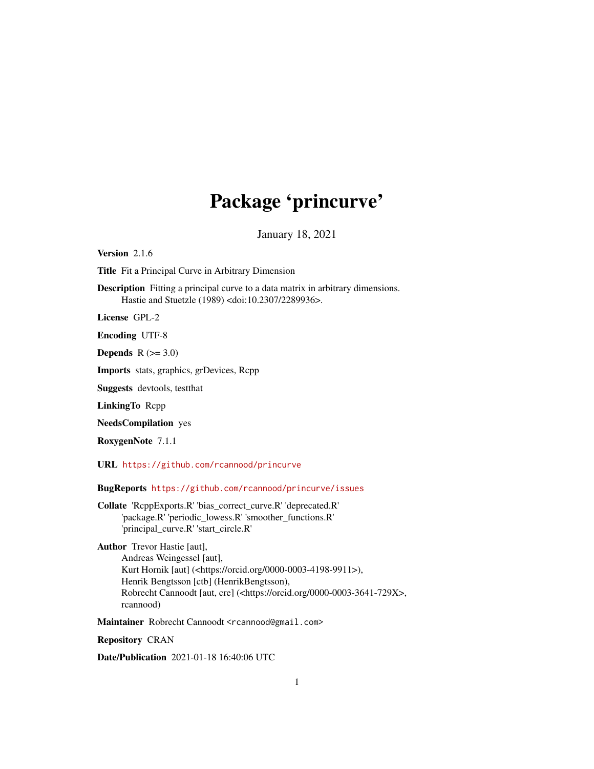# Package 'princurve'

January 18, 2021

**Version** 2.1.6

**Title** Fit a Principal Curve in Arbitrary Dimension

**Description** Fitting a principal curve to a data matrix in arbitrary dimensions.
Hastie and Stuetzle (1989) <doi:10.2307/2289936>.

**License** GPL-2

**Encoding** UTF-8

**Depends** R (>= 3.0)

**Imports** stats, graphics, grDevices, Rcpp

**Suggests** devtools, testthat

**LinkingTo** Rcpp

**NeedsCompilation** yes

**RoxygenNote** 7.1.1

**URL** https://github.com/rcannood/princurve

**BugReports** https://github.com/rcannood/princurve/issues

**Collate** 'RcppExports.R' 'bias_correct_curve.R' 'deprecated.R'
'package.R' 'periodic_lowess.R' 'smoother_functions.R'
'principal_curve.R' 'start_circle.R'

**Author** Trevor Hastie [aut],
Andreas Weingessel [aut],
Kurt Hornik [aut] (<https://orcid.org/0000-0003-4198-9911>),
Henrik Bengtsson [ctb] (HenrikBengtsson),
Robrecht Cannoodt [aut, cre] (<https://orcid.org/0000-0003-3641-729X>,
rcannood)

**Maintainer** Robrecht Cannoodt <rcannood@gmail.com>

**Repository** CRAN

**Date/Publication** 2021-01-18 16:40:06 UTC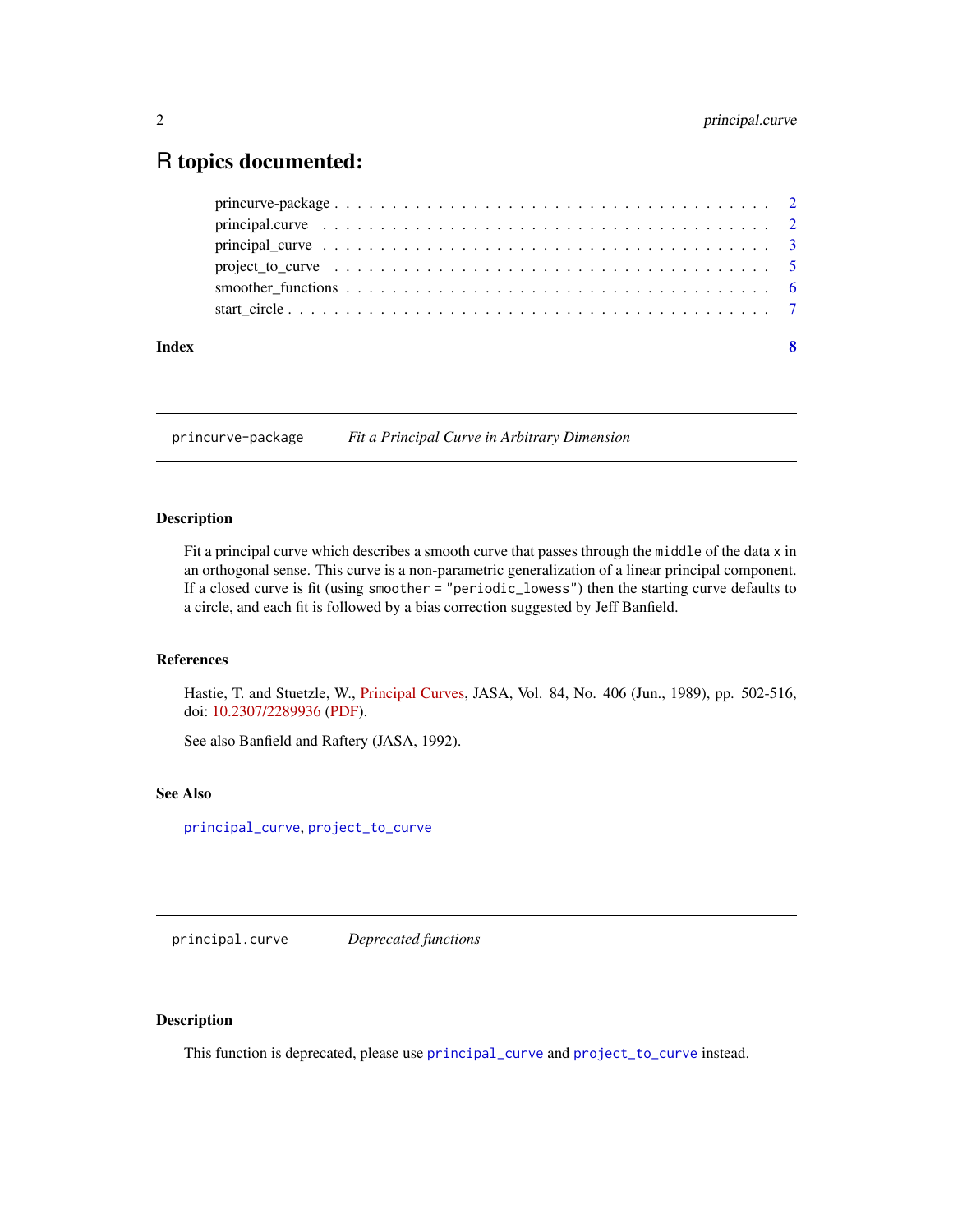# R topics documented:

- princurve-package . . . . . . . . . . . . . . . . . . . . . . . . . . . . . . . . . . . . 2
- principal.curve . . . . . . . . . . . . . . . . . . . . . . . . . . . . . . . . . . . . . . 2
- principal_curve . . . . . . . . . . . . . . . . . . . . . . . . . . . . . . . . . . . . . . 3
- project_to_curve . . . . . . . . . . . . . . . . . . . . . . . . . . . . . . . . . . . . . 5
- smoother_functions . . . . . . . . . . . . . . . . . . . . . . . . . . . . . . . . . . . 6
- start_circle . . . . . . . . . . . . . . . . . . . . . . . . . . . . . . . . . . . . . . . 7

**Index** **8**

---

## `princurve-package` *Fit a Principal Curve in Arbitrary Dimension*

---

### Description

Fit a principal curve which describes a smooth curve that passes through the `middle` of the data `x` in an orthogonal sense. This curve is a non-parametric generalization of a linear principal component. If a closed curve is fit (using `smoother = "periodic_lowess"`) then the starting curve defaults to a circle, and each fit is followed by a bias correction suggested by Jeff Banfield.

### References

Hastie, T. and Stuetzle, W., Principal Curves, JASA, Vol. 84, No. 406 (Jun., 1989), pp. 502-516, doi: 10.2307/2289936 (PDF).

See also Banfield and Raftery (JASA, 1992).

### See Also

`principal_curve`, `project_to_curve`

---

## `principal.curve` *Deprecated functions*

---

### Description

This function is deprecated, please use `principal_curve` and `project_to_curve` instead.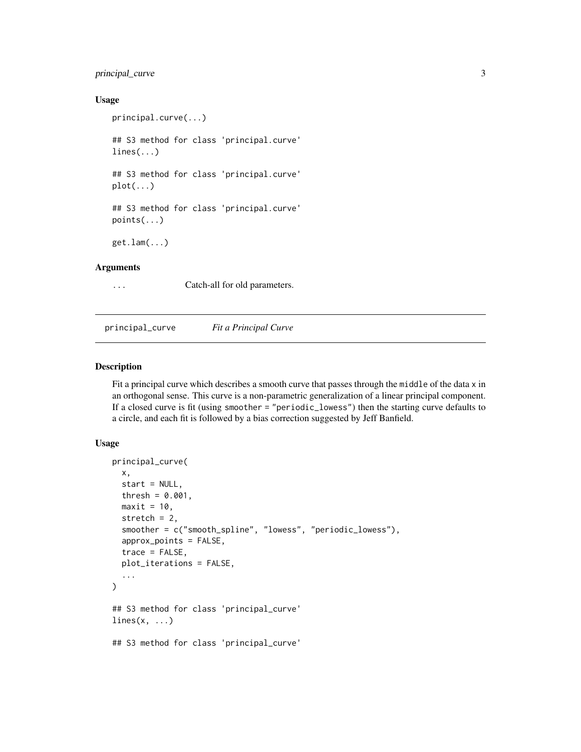### Usage

```
principal.curve(...)

## S3 method for class 'principal.curve'
lines(...)

## S3 method for class 'principal.curve'
plot(...)

## S3 method for class 'principal.curve'
points(...)

get.lam(...)
```

### Arguments

`...` Catch-all for old parameters.

---

## principal_curve *Fit a Principal Curve*

### Description

Fit a principal curve which describes a smooth curve that passes through the `middle` of the data `x` in an orthogonal sense. This curve is a non-parametric generalization of a linear principal component. If a closed curve is fit (using `smoother = "periodic_lowess"`) then the starting curve defaults to a circle, and each fit is followed by a bias correction suggested by Jeff Banfield.

### Usage

```
principal_curve(
  x,
  start = NULL,
  thresh = 0.001,
  maxit = 10,
  stretch = 2,
  smoother = c("smooth_spline", "lowess", "periodic_lowess"),
  approx_points = FALSE,
  trace = FALSE,
  plot_iterations = FALSE,
  ...
)

## S3 method for class 'principal_curve'
lines(x, ...)

## S3 method for class 'principal_curve'
```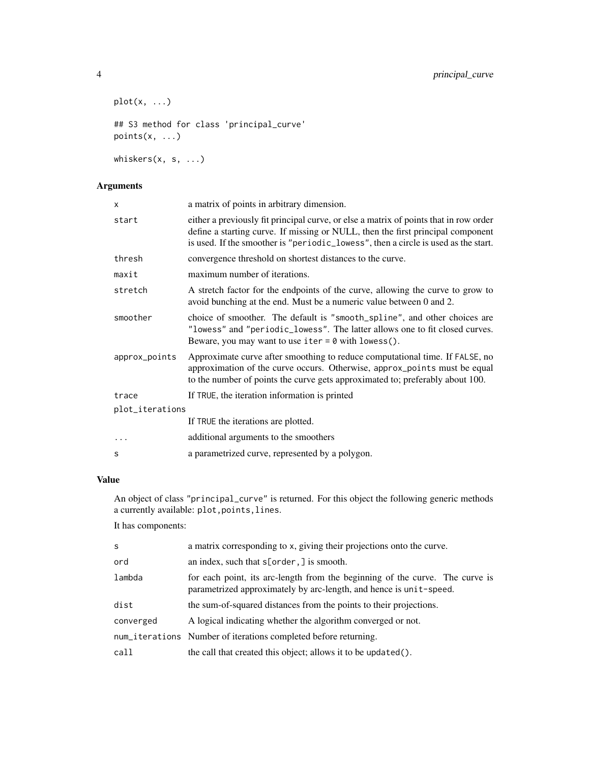```
plot(x, ...)

## S3 method for class 'principal_curve'
points(x, ...)

whiskers(x, s, ...)
```

### Arguments

| | |
|---|---|
| x | a matrix of points in arbitrary dimension. |
| start | either a previously fit principal curve, or else a matrix of points that in row order define a starting curve. If missing or NULL, then the first principal component is used. If the smoother is "periodic_lowess", then a circle is used as the start. |
| thresh | convergence threshold on shortest distances to the curve. |
| maxit | maximum number of iterations. |
| stretch | A stretch factor for the endpoints of the curve, allowing the curve to grow to avoid bunching at the end. Must be a numeric value between 0 and 2. |
| smoother | choice of smoother. The default is "smooth_spline", and other choices are "lowess" and "periodic_lowess". The latter allows one to fit closed curves. Beware, you may want to use `iter = 0` with `lowess()`. |
| approx_points | Approximate curve after smoothing to reduce computational time. If FALSE, no approximation of the curve occurs. Otherwise, approx_points must be equal to the number of points the curve gets approximated to; preferably about 100. |
| trace | If TRUE, the iteration information is printed |
| plot_iterations | If TRUE the iterations are plotted. |
| ... | additional arguments to the smoothers |
| s | a parametrized curve, represented by a polygon. |

### Value

An object of class "principal_curve" is returned. For this object the following generic methods a currently available: plot,points,lines.

It has components:

| | |
|---|---|
| s | a matrix corresponding to x, giving their projections onto the curve. |
| ord | an index, such that s[order,] is smooth. |
| lambda | for each point, its arc-length from the beginning of the curve. The curve is parametrized approximately by arc-length, and hence is unit-speed. |
| dist | the sum-of-squared distances from the points to their projections. |
| converged | A logical indicating whether the algorithm converged or not. |
| num_iterations | Number of iterations completed before returning. |
| call | the call that created this object; allows it to be updated(). |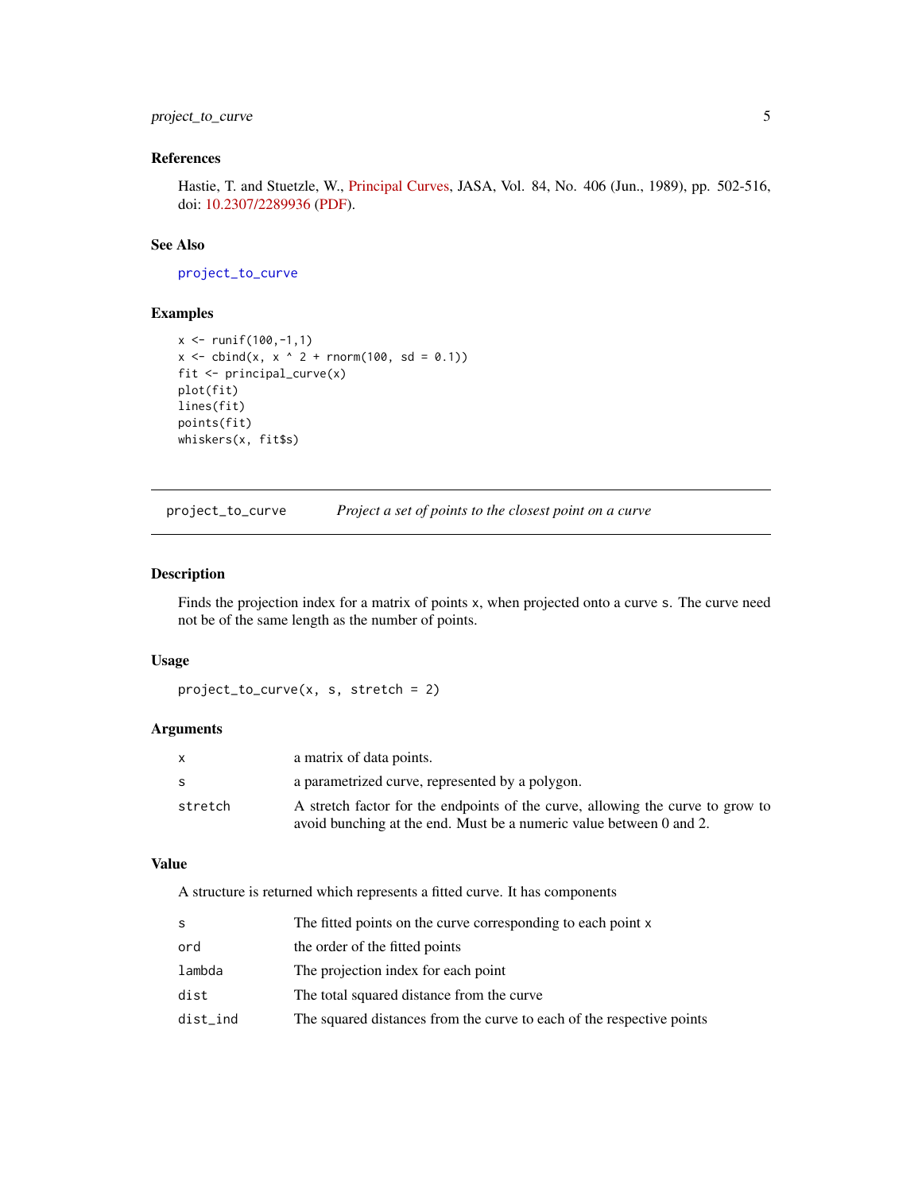### References

Hastie, T. and Stuetzle, W., Principal Curves, JASA, Vol. 84, No. 406 (Jun., 1989), pp. 502-516, doi: 10.2307/2289936 (PDF).

### See Also

`project_to_curve`

### Examples

```
x <- runif(100,-1,1)
x <- cbind(x, x ^ 2 + rnorm(100, sd = 0.1))
fit <- principal_curve(x)
plot(fit)
lines(fit)
points(fit)
whiskers(x, fit$s)
```

---

## project_to_curve — *Project a set of points to the closest point on a curve*

---

### Description

Finds the projection index for a matrix of points `x`, when projected onto a curve `s`. The curve need not be of the same length as the number of points.

### Usage

```
project_to_curve(x, s, stretch = 2)
```

### Arguments

| | |
|---|---|
| `x` | a matrix of data points. |
| `s` | a parametrized curve, represented by a polygon. |
| `stretch` | A stretch factor for the endpoints of the curve, allowing the curve to grow to avoid bunching at the end. Must be a numeric value between 0 and 2. |

### Value

A structure is returned which represents a fitted curve. It has components

| | |
|---|---|
| `s` | The fitted points on the curve corresponding to each point `x` |
| `ord` | the order of the fitted points |
| `lambda` | The projection index for each point |
| `dist` | The total squared distance from the curve |
| `dist_ind` | The squared distances from the curve to each of the respective points |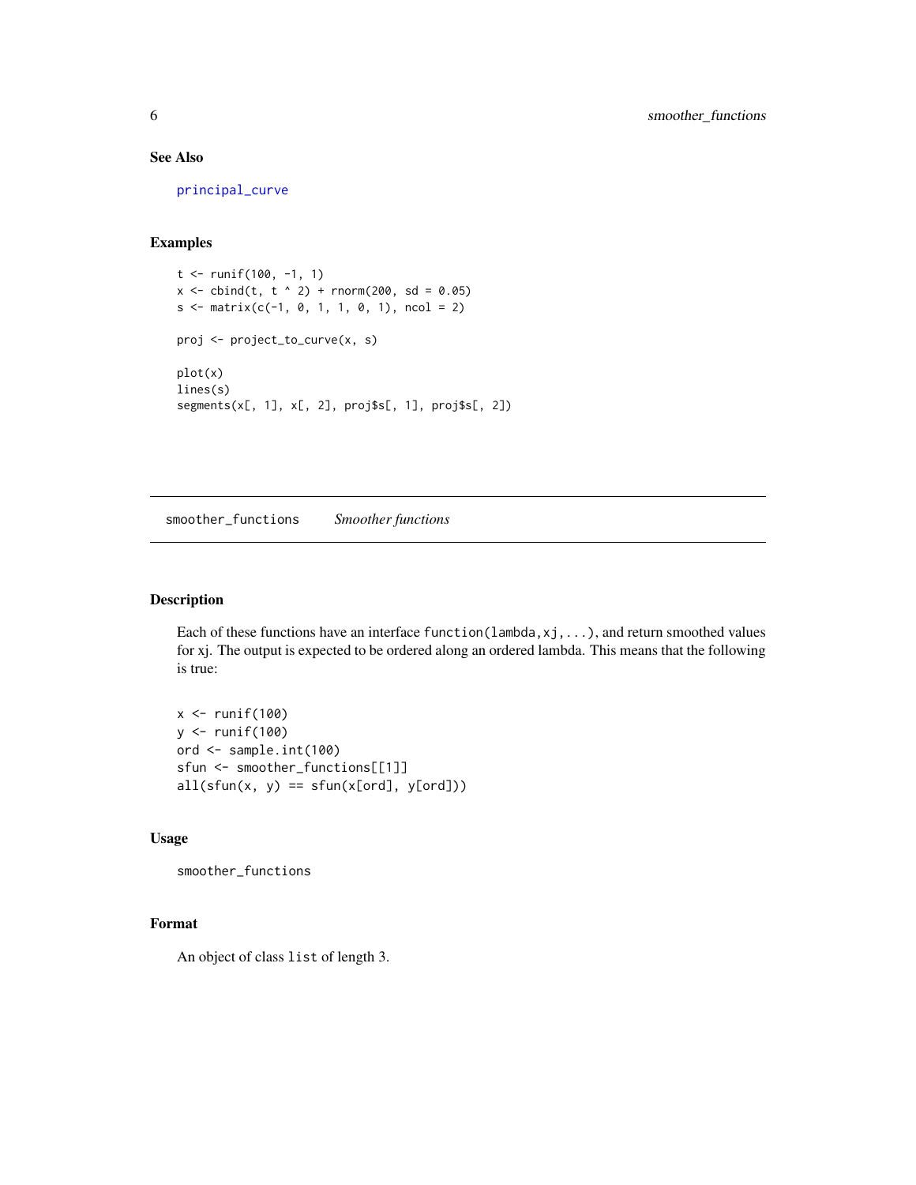## See Also

principal_curve

## Examples

```
t <- runif(100, -1, 1)
x <- cbind(t, t ^ 2) + rnorm(200, sd = 0.05)
s <- matrix(c(-1, 0, 1, 1, 0, 1), ncol = 2)

proj <- project_to_curve(x, s)

plot(x)
lines(s)
segments(x[, 1], x[, 2], proj$s[, 1], proj$s[, 2])
```

---

# smoother_functions    *Smoother functions*

---

## Description

Each of these functions have an interface `function(lambda,xj,...)`, and return smoothed values for xj. The output is expected to be ordered along an ordered lambda. This means that the following is true:

```
x <- runif(100)
y <- runif(100)
ord <- sample.int(100)
sfun <- smoother_functions[[1]]
all(sfun(x, y) == sfun(x[ord], y[ord]))
```

## Usage

```
smoother_functions
```

## Format

An object of class `list` of length 3.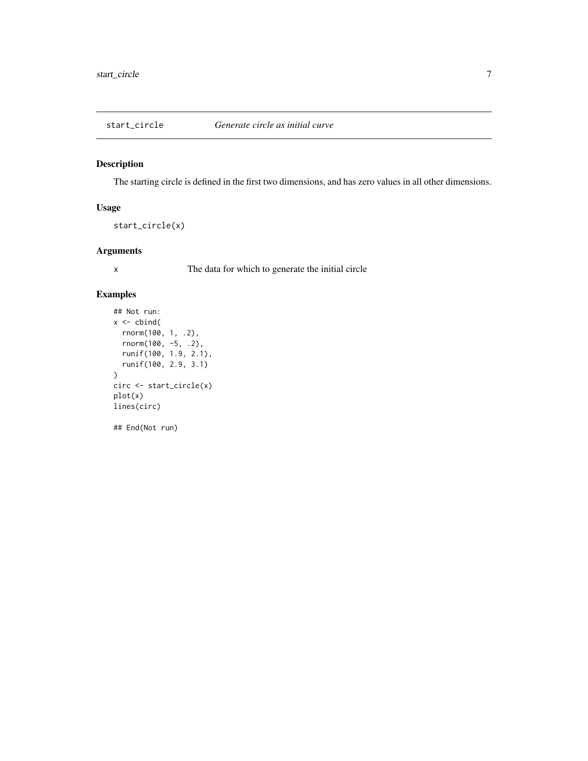# start_circle — *Generate circle as initial curve*

## Description

The starting circle is defined in the first two dimensions, and has zero values in all other dimensions.

## Usage

```
start_circle(x)
```

## Arguments

| | |
|---|---|
| x | The data for which to generate the initial circle |

## Examples

```
## Not run:
x <- cbind(
  rnorm(100, 1, .2),
  rnorm(100, -5, .2),
  runif(100, 1.9, 2.1),
  runif(100, 2.9, 3.1)
)
circ <- start_circle(x)
plot(x)
lines(circ)

## End(Not run)
```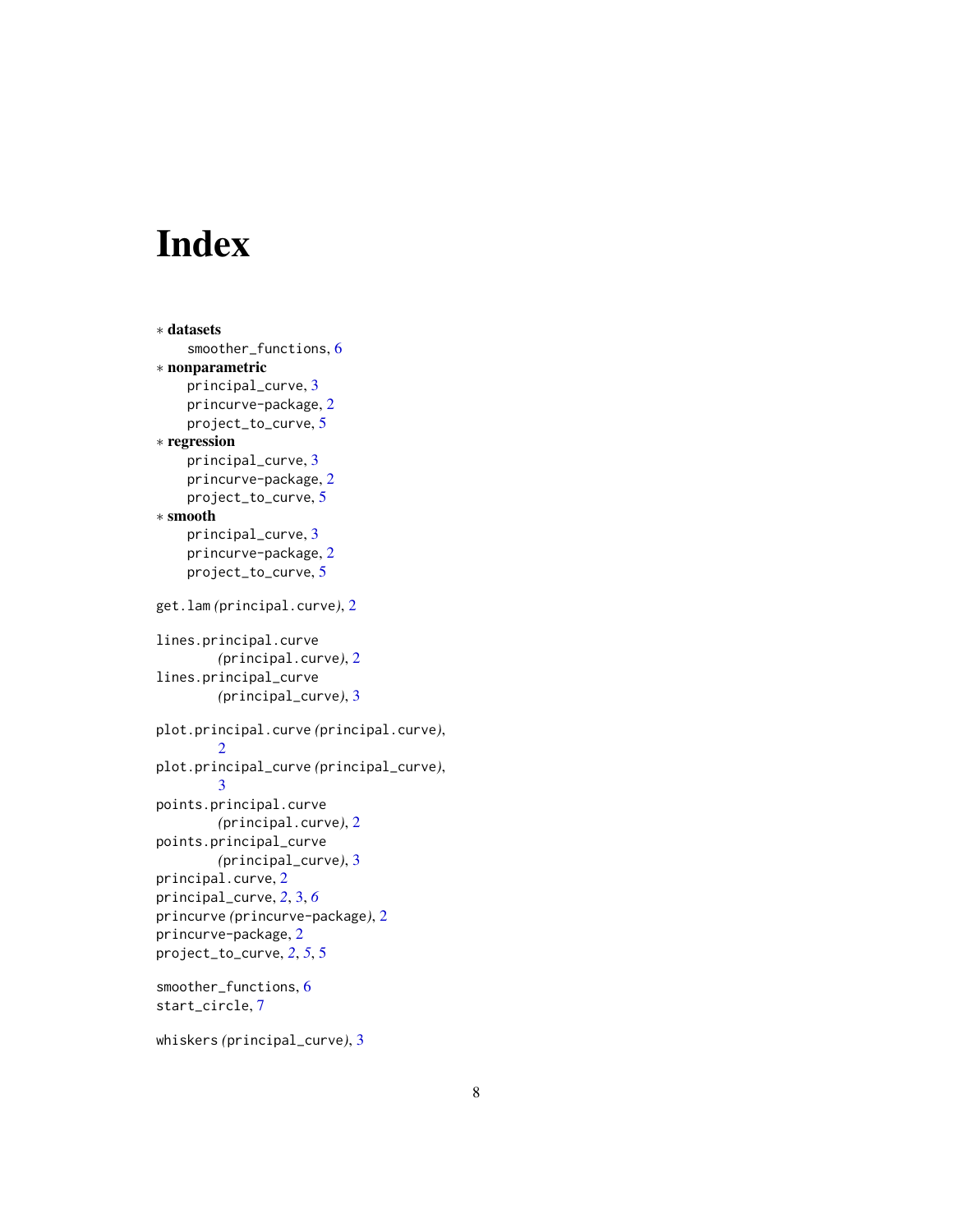# Index

∗ **datasets**
    smoother_functions, 6

∗ **nonparametric**
    principal_curve, 3
    princurve-package, 2
    project_to_curve, 5

∗ **regression**
    principal_curve, 3
    princurve-package, 2
    project_to_curve, 5

∗ **smooth**
    principal_curve, 3
    princurve-package, 2
    project_to_curve, 5

get.lam *(*principal.curve*)*, 2

lines.principal.curve *(*principal.curve*)*, 2
lines.principal_curve *(*principal_curve*)*, 3

plot.principal.curve *(*principal.curve*)*, 2
plot.principal_curve *(*principal_curve*)*, 3
points.principal.curve *(*principal.curve*)*, 2
points.principal_curve *(*principal_curve*)*, 3
principal.curve, 2
principal_curve, *2*, 3, *6*
princurve *(*princurve-package*)*, 2
princurve-package, 2
project_to_curve, *2*, *5*, 5

smoother_functions, 6
start_circle, 7

whiskers *(*principal_curve*)*, 3